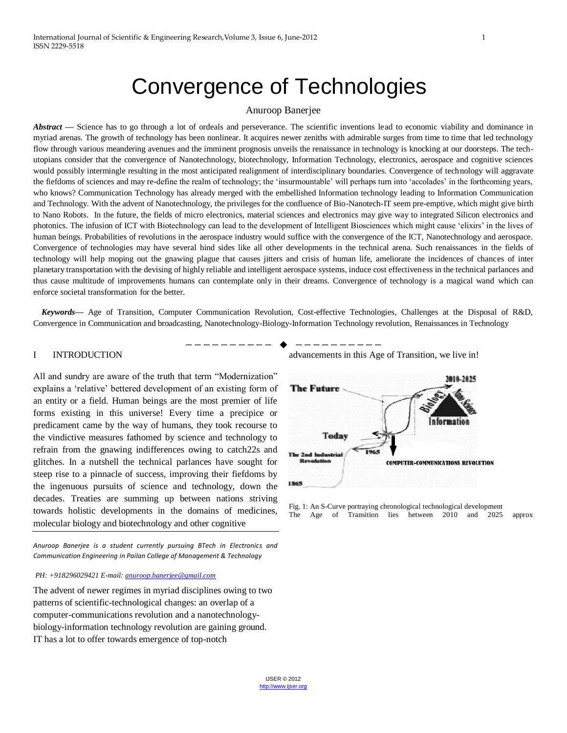# Convergence of Technologies

Anuroop Banerjee

***Abstract*** **—** Science has to go through a lot of ordeals and perseverance. The scientific inventions lead to economic viability and dominance in myriad arenas. The growth of technology has been nonlinear. It acquires newer zeniths with admirable surges from time to time that led technology flow through various meandering avenues and the imminent prognosis unveils the renaissance in technology is knocking at our doorsteps. The tech-utopians consider that the convergence of Nanotechnology, biotechnology, Information Technology, electronics, aerospace and cognitive sciences would possibly intermingle resulting in the most anticipated realignment of interdisciplinary boundaries. Convergence of technology will aggravate the fiefdoms of sciences and may re-define the realm of technology; the 'insurmountable' will perhaps turn into 'accolades' in the forthcoming years, who knows? Communication Technology has already merged with the embellished Information technology leading to Information Communication and Technology. With the advent of Nanotechnology, the privileges for the confluence of Bio-Nanotech-IT seem pre-emptive, which might give birth to Nano Robots. In the future, the fields of micro electronics, material sciences and electronics may give way to integrated Silicon electronics and photonics. The infusion of ICT with Biotechnology can lead to the development of Intelligent Biosciences which might cause 'elixirs' in the lives of human beings. Probabilities of revolutions in the aerospace industry would suffice with the convergence of the ICT, Nanotechnology and aerospace. Convergence of technologies may have several hind sides like all other developments in the technical arena. Such renaissances in the fields of technology will help moping out the gnawing plague that causes jitters and crisis of human life, ameliorate the incidences of chances of inter planetary transportation with the devising of highly reliable and intelligent aerospace systems, induce cost effectiveness in the technical parlances and thus cause multitude of improvements humans can contemplate only in their dreams. Convergence of technology is a magical wand which can enforce societal transformation for the better.

***Keywords*** — Age of Transition, Computer Communication Revolution, Cost-effective Technologies, Challenges at the Disposal of R&D, Convergence in Communication and broadcasting, Nanotechnology-Biology-Information Technology revolution, Renaissances in Technology

## I INTRODUCTION

All and sundry are aware of the truth that term "Modernization" explains a 'relative' bettered development of an existing form of an entity or a field. Human beings are the most premier of life forms existing in this universe! Every time a precipice or predicament came by the way of humans, they took recourse to the vindictive measures fathomed by science and technology to refrain from the gnawing indifferences owing to catch22s and glitches. In a nutshell the technical parlances have sought for steep rise to a pinnacle of success, improving their fiefdoms by the ingenuous pursuits of science and technology, down the decades. Treaties are summing up between nations striving towards holistic developments in the domains of medicines, molecular biology and biotechnology and other cognitive

*Anuroop Banerjee is a student currently pursuing BTech in Electronics and Communication Engineering in Pailan College of Management & Technology*

*PH: +918296029421 E-mail: anuroop.banerjee@gmail.com*

The advent of newer regimes in myriad disciplines owing to two patterns of scientific-technological changes: an overlap of a computer-communications revolution and a nanotechnology-biology-information technology revolution are gaining ground. IT has a lot to offer towards emergence of top-notch advancements in this Age of Transition, we live in!

Fig. 1: An S-Curve portraying chronological technological development
The Age of Transition lies between 2010 and 2025 approx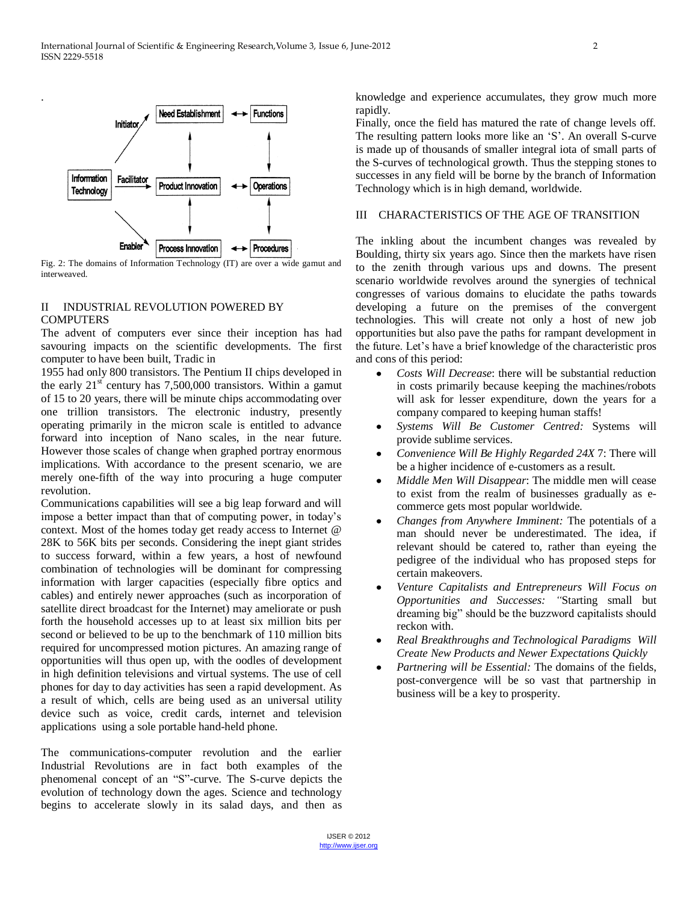Fig. 2: The domains of Information Technology (IT) are over a wide gamut and interweaved.

## II INDUSTRIAL REVOLUTION POWERED BY COMPUTERS

The advent of computers ever since their inception has had savouring impacts on the scientific developments. The first computer to have been built, Tradic in 1955 had only 800 transistors. The Pentium II chips developed in the early 21$^{st}$ century has 7,500,000 transistors. Within a gamut of 15 to 20 years, there will be minute chips accommodating over one trillion transistors. The electronic industry, presently operating primarily in the micron scale is entitled to advance forward into inception of Nano scales, in the near future. However those scales of change when graphed portray enormous implications. With accordance to the present scenario, we are merely one-fifth of the way into procuring a huge computer revolution.

Communications capabilities will see a big leap forward and will impose a better impact than that of computing power, in today's context. Most of the homes today get ready access to Internet @ 28K to 56K bits per seconds. Considering the inept giant strides to success forward, within a few years, a host of newfound combination of technologies will be dominant for compressing information with larger capacities (especially fibre optics and cables) and entirely newer approaches (such as incorporation of satellite direct broadcast for the Internet) may ameliorate or push forth the household accesses up to at least six million bits per second or believed to be up to the benchmark of 110 million bits required for uncompressed motion pictures. An amazing range of opportunities will thus open up, with the oodles of development in high definition televisions and virtual systems. The use of cell phones for day to day activities has seen a rapid development. As a result of which, cells are being used as an universal utility device such as voice, credit cards, internet and television applications using a sole portable hand-held phone.

The communications-computer revolution and the earlier Industrial Revolutions are in fact both examples of the phenomenal concept of an "S"-curve. The S-curve depicts the evolution of technology down the ages. Science and technology begins to accelerate slowly in its salad days, and then as knowledge and experience accumulates, they grow much more rapidly.

Finally, once the field has matured the rate of change levels off. The resulting pattern looks more like an 'S'. An overall S-curve is made up of thousands of smaller integral iota of small parts of the S-curves of technological growth. Thus the stepping stones to successes in any field will be borne by the branch of Information Technology which is in high demand, worldwide.

## III CHARACTERISTICS OF THE AGE OF TRANSITION

The inkling about the incumbent changes was revealed by Boulding, thirty six years ago. Since then the markets have risen to the zenith through various ups and downs. The present scenario worldwide revolves around the synergies of technical congresses of various domains to elucidate the paths towards developing a future on the premises of the convergent technologies. This will create not only a host of new job opportunities but also pave the paths for rampant development in the future. Let's have a brief knowledge of the characteristic pros and cons of this period:

- *Costs Will Decrease*: there will be substantial reduction in costs primarily because keeping the machines/robots will ask for lesser expenditure, down the years for a company compared to keeping human staffs!
- *Systems Will Be Customer Centred:* Systems will provide sublime services.
- *Convenience Will Be Highly Regarded 24X* 7: There will be a higher incidence of e-customers as a result.
- *Middle Men Will Disappear*: The middle men will cease to exist from the realm of businesses gradually as e-commerce gets most popular worldwide.
- *Changes from Anywhere Imminent:* The potentials of a man should never be underestimated. The idea, if relevant should be catered to, rather than eyeing the pedigree of the individual who has proposed steps for certain makeovers.
- *Venture Capitalists and Entrepreneurs Will Focus on Opportunities and Successes:* "Starting small but dreaming big" should be the buzzword capitalists should reckon with.
- *Real Breakthroughs and Technological Paradigms Will Create New Products and Newer Expectations Quickly*
- *Partnering will be Essential:* The domains of the fields, post-convergence will be so vast that partnership in business will be a key to prosperity.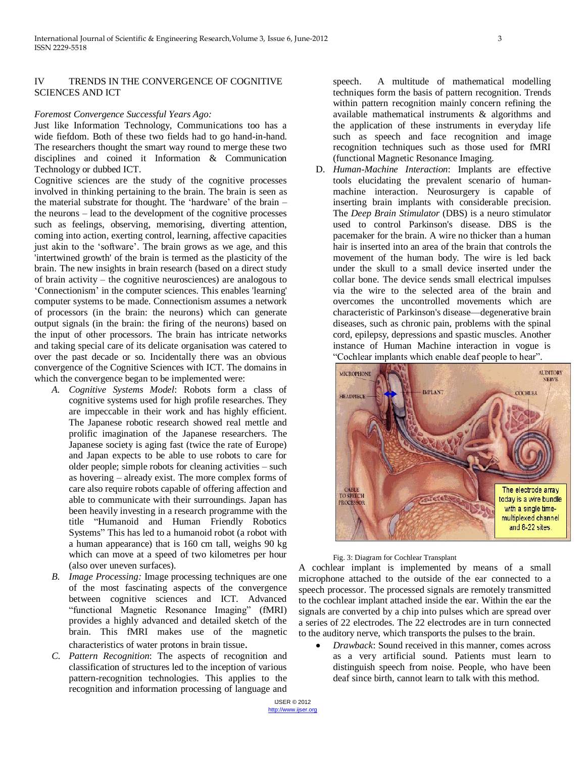## IV TRENDS IN THE CONVERGENCE OF COGNITIVE SCIENCES AND ICT

*Foremost Convergence Successful Years Ago:*

Just like Information Technology, Communications too has a wide fiefdom. Both of these two fields had to go hand-in-hand. The researchers thought the smart way round to merge these two disciplines and coined it Information & Communication Technology or dubbed ICT.

Cognitive sciences are the study of the cognitive processes involved in thinking pertaining to the brain. The brain is seen as the material substrate for thought. The 'hardware' of the brain – the neurons – lead to the development of the cognitive processes such as feelings, observing, memorising, diverting attention, coming into action, exerting control, learning, affective capacities just akin to the 'software'. The brain grows as we age, and this 'intertwined growth' of the brain is termed as the plasticity of the brain. The new insights in brain research (based on a direct study of brain activity – the cognitive neurosciences) are analogous to 'Connectionism' in the computer sciences. This enables 'learning' computer systems to be made. Connectionism assumes a network of processors (in the brain: the neurons) which can generate output signals (in the brain: the firing of the neurons) based on the input of other processors. The brain has intricate networks and taking special care of its delicate organisation was catered to over the past decade or so. Incidentally there was an obvious convergence of the Cognitive Sciences with ICT. The domains in which the convergence began to be implemented were:

A. *Cognitive Systems Model*: Robots form a class of cognitive systems used for high profile researches. They are impeccable in their work and has highly efficient. The Japanese robotic research showed real mettle and prolific imagination of the Japanese researchers. The Japanese society is aging fast (twice the rate of Europe) and Japan expects to be able to use robots to care for older people; simple robots for cleaning activities – such as hovering – already exist. The more complex forms of care also require robots capable of offering affection and able to communicate with their surroundings. Japan has been heavily investing in a research programme with the title "Humanoid and Human Friendly Robotics Systems" This has led to a humanoid robot (a robot with a human appearance) that is 160 cm tall, weighs 90 kg which can move at a speed of two kilometres per hour (also over uneven surfaces).

B. *Image Processing:* Image processing techniques are one of the most fascinating aspects of the convergence between cognitive sciences and ICT. Advanced "functional Magnetic Resonance Imaging" (fMRI) provides a highly advanced and detailed sketch of the brain. This fMRI makes use of the magnetic characteristics of water protons in brain tissue.

C. *Pattern Recognition*: The aspects of recognition and classification of structures led to the inception of various pattern-recognition technologies. This applies to the recognition and information processing of language and speech. A multitude of mathematical modelling techniques form the basis of pattern recognition. Trends within pattern recognition mainly concern refining the available mathematical instruments & algorithms and the application of these instruments in everyday life such as speech and face recognition and image recognition techniques such as those used for fMRI (functional Magnetic Resonance Imaging.

D. *Human-Machine Interaction*: Implants are effective tools elucidating the prevalent scenario of human-machine interaction. Neurosurgery is capable of inserting brain implants with considerable precision. The *Deep Brain Stimulator* (DBS) is a neuro stimulator used to control Parkinson's disease. DBS is the pacemaker for the brain. A wire no thicker than a human hair is inserted into an area of the brain that controls the movement of the human body. The wire is led back under the skull to a small device inserted under the collar bone. The device sends small electrical impulses via the wire to the selected area of the brain and overcomes the uncontrolled movements which are characteristic of Parkinson's disease—degenerative brain diseases, such as chronic pain, problems with the spinal cord, epilepsy, depressions and spastic muscles. Another instance of Human Machine interaction in vogue is "Cochlear implants which enable deaf people to hear".

Fig. 3: Diagram for Cochlear Transplant

A cochlear implant is implemented by means of a small microphone attached to the outside of the ear connected to a speech processor. The processed signals are remotely transmitted to the cochlear implant attached inside the ear. Within the ear the signals are converted by a chip into pulses which are spread over a series of 22 electrodes. The 22 electrodes are in turn connected to the auditory nerve, which transports the pulses to the brain.

- *Drawback*: Sound received in this manner, comes across as a very artificial sound. Patients must learn to distinguish speech from noise. People, who have been deaf since birth, cannot learn to talk with this method.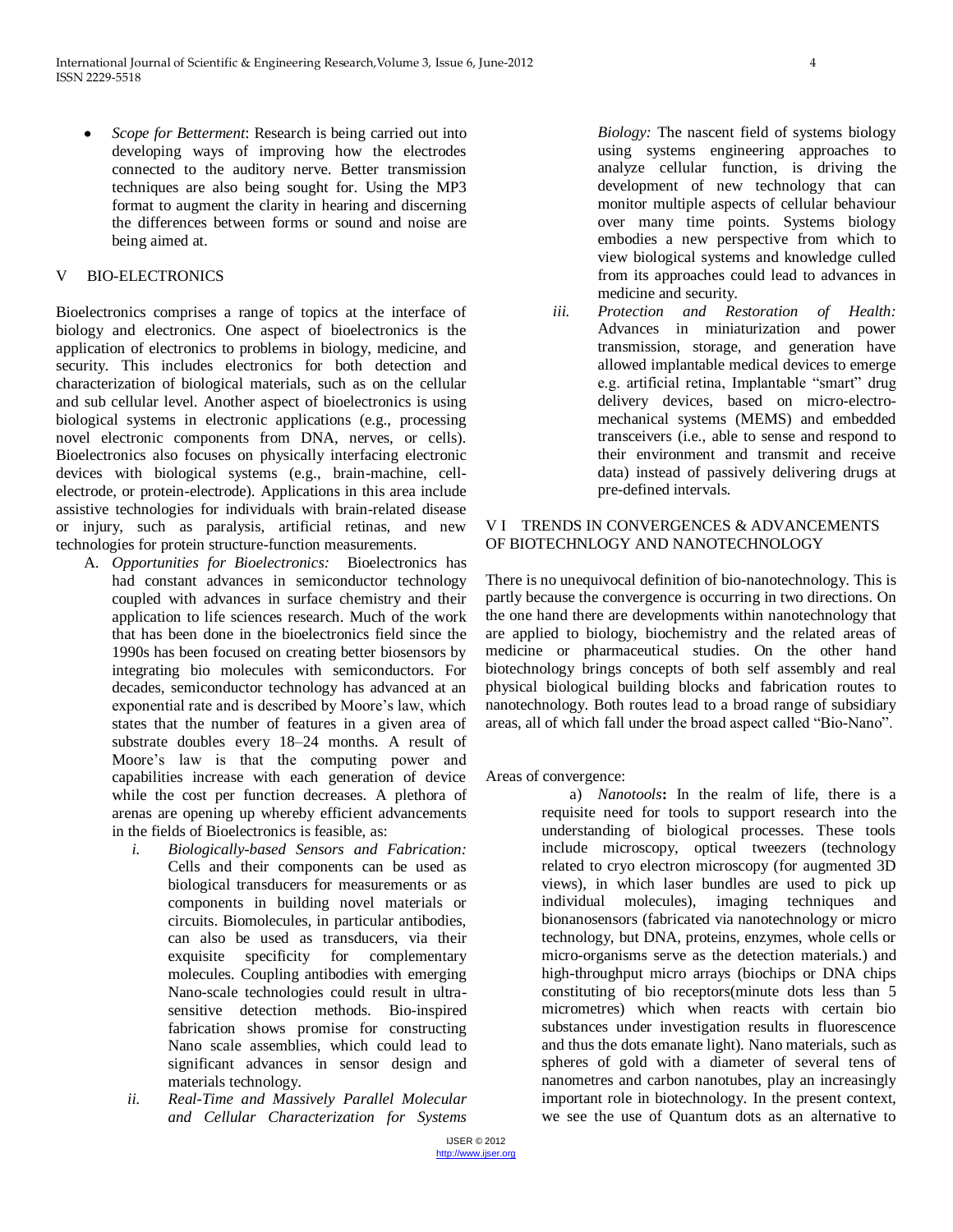- *Scope for Betterment*: Research is being carried out into developing ways of improving how the electrodes connected to the auditory nerve. Better transmission techniques are also being sought for. Using the MP3 format to augment the clarity in hearing and discerning the differences between forms or sound and noise are being aimed at.

## V BIO-ELECTRONICS

Bioelectronics comprises a range of topics at the interface of biology and electronics. One aspect of bioelectronics is the application of electronics to problems in biology, medicine, and security. This includes electronics for both detection and characterization of biological materials, such as on the cellular and sub cellular level. Another aspect of bioelectronics is using biological systems in electronic applications (e.g., processing novel electronic components from DNA, nerves, or cells). Bioelectronics also focuses on physically interfacing electronic devices with biological systems (e.g., brain-machine, cell-electrode, or protein-electrode). Applications in this area include assistive technologies for individuals with brain-related disease or injury, such as paralysis, artificial retinas, and new technologies for protein structure-function measurements.

A. *Opportunities for Bioelectronics:* Bioelectronics has had constant advances in semiconductor technology coupled with advances in surface chemistry and their application to life sciences research. Much of the work that has been done in the bioelectronics field since the 1990s has been focused on creating better biosensors by integrating bio molecules with semiconductors. For decades, semiconductor technology has advanced at an exponential rate and is described by Moore's law, which states that the number of features in a given area of substrate doubles every 18–24 months. A result of Moore's law is that the computing power and capabilities increase with each generation of device while the cost per function decreases. A plethora of arenas are opening up whereby efficient advancements in the fields of Bioelectronics is feasible, as:

   *i.* *Biologically-based Sensors and Fabrication:* Cells and their components can be used as biological transducers for measurements or as components in building novel materials or circuits. Biomolecules, in particular antibodies, can also be used as transducers, via their exquisite specificity for complementary molecules. Coupling antibodies with emerging Nano-scale technologies could result in ultra-sensitive detection methods. Bio-inspired fabrication shows promise for constructing Nano scale assemblies, which could lead to significant advances in sensor design and materials technology.

   *ii.* *Real-Time and Massively Parallel Molecular and Cellular Characterization for Systems Biology:* The nascent field of systems biology using systems engineering approaches to analyze cellular function, is driving the development of new technology that can monitor multiple aspects of cellular behaviour over many time points. Systems biology embodies a new perspective from which to view biological systems and knowledge culled from its approaches could lead to advances in medicine and security.

   *iii.* *Protection and Restoration of Health:* Advances in miniaturization and power transmission, storage, and generation have allowed implantable medical devices to emerge e.g. artificial retina, Implantable "smart" drug delivery devices, based on micro-electro-mechanical systems (MEMS) and embedded transceivers (i.e., able to sense and respond to their environment and transmit and receive data) instead of passively delivering drugs at pre-defined intervals.

## V I TRENDS IN CONVERGENCES & ADVANCEMENTS OF BIOTECHNLOGY AND NANOTECHNOLOGY

There is no unequivocal definition of bio-nanotechnology. This is partly because the convergence is occurring in two directions. On the one hand there are developments within nanotechnology that are applied to biology, biochemistry and the related areas of medicine or pharmaceutical studies. On the other hand biotechnology brings concepts of both self assembly and real physical biological building blocks and fabrication routes to nanotechnology. Both routes lead to a broad range of subsidiary areas, all of which fall under the broad aspect called "Bio-Nano".

Areas of convergence:

a) *Nanotools***:** In the realm of life, there is a requisite need for tools to support research into the understanding of biological processes. These tools include microscopy, optical tweezers (technology related to cryo electron microscopy (for augmented 3D views), in which laser bundles are used to pick up individual molecules), imaging techniques and bionanosensors (fabricated via nanotechnology or micro technology, but DNA, proteins, enzymes, whole cells or micro-organisms serve as the detection materials.) and high-throughput micro arrays (biochips or DNA chips constituting of bio receptors(minute dots less than 5 micrometres) which when reacts with certain bio substances under investigation results in fluorescence and thus the dots emanate light). Nano materials, such as spheres of gold with a diameter of several tens of nanometres and carbon nanotubes, play an increasingly important role in biotechnology. In the present context, we see the use of Quantum dots as an alternative to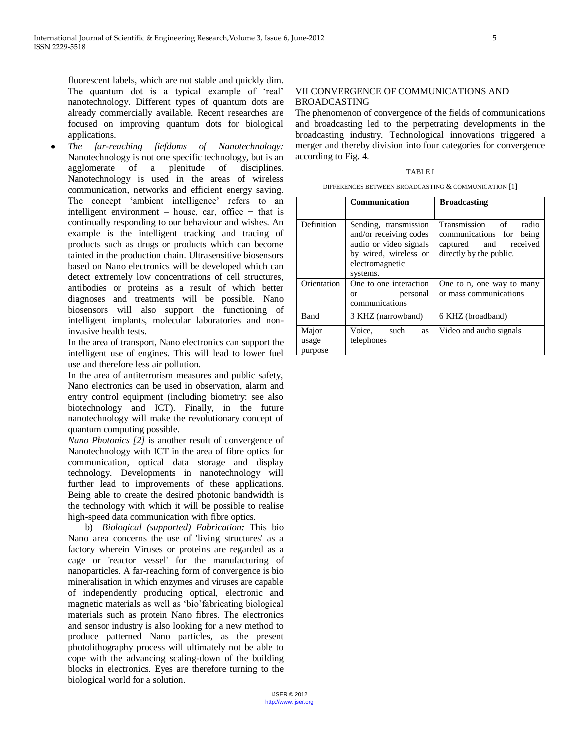fluorescent labels, which are not stable and quickly dim. The quantum dot is a typical example of 'real' nanotechnology. Different types of quantum dots are already commercially available. Recent researches are focused on improving quantum dots for biological applications.

- *The far-reaching fiefdoms of Nanotechnology:* Nanotechnology is not one specific technology, but is an agglomerate of a plenitude of disciplines. Nanotechnology is used in the areas of wireless communication, networks and efficient energy saving. The concept 'ambient intelligence' refers to an intelligent environment – house, car, office − that is continually responding to our behaviour and wishes. An example is the intelligent tracking and tracing of products such as drugs or products which can become tainted in the production chain. Ultrasensitive biosensors based on Nano electronics will be developed which can detect extremely low concentrations of cell structures, antibodies or proteins as a result of which better diagnoses and treatments will be possible. Nano biosensors will also support the functioning of intelligent implants, molecular laboratories and non-invasive health tests.

  In the area of transport, Nano electronics can support the intelligent use of engines. This will lead to lower fuel use and therefore less air pollution.

  In the area of antiterrorism measures and public safety, Nano electronics can be used in observation, alarm and entry control equipment (including biometry: see also biotechnology and ICT). Finally, in the future nanotechnology will make the revolutionary concept of quantum computing possible.

  *Nano Photonics [2]* is another result of convergence of Nanotechnology with ICT in the area of fibre optics for communication, optical data storage and display technology. Developments in nanotechnology will further lead to improvements of these applications. Being able to create the desired photonic bandwidth is the technology with which it will be possible to realise high-speed data communication with fibre optics.

  b) *Biological (supported) Fabrication:* This bio Nano area concerns the use of 'living structures' as a factory wherein Viruses or proteins are regarded as a cage or 'reactor vessel' for the manufacturing of nanoparticles. A far-reaching form of convergence is bio mineralisation in which enzymes and viruses are capable of independently producing optical, electronic and magnetic materials as well as 'bio'fabricating biological materials such as protein Nano fibres. The electronics and sensor industry is also looking for a new method to produce patterned Nano particles, as the present photolithography process will ultimately not be able to cope with the advancing scaling-down of the building blocks in electronics. Eyes are therefore turning to the biological world for a solution.

## VII CONVERGENCE OF COMMUNICATIONS AND BROADCASTING

The phenomenon of convergence of the fields of communications and broadcasting led to the perpetrating developments in the broadcasting industry. Technological innovations triggered a merger and thereby division into four categories for convergence according to Fig. 4.

TABLE I

DIFFERENCES BETWEEN BROADCASTING & COMMUNICATION [1]

| | **Communication** | **Broadcasting** |
|---|---|---|
| Definition | Sending, transmission and/or receiving codes audio or video signals by wired, wireless or electromagnetic systems. | Transmission of radio communications for being captured and received directly by the public. |
| Orientation | One to one interaction or personal communications | One to n, one way to many or mass communications |
| Band | 3 KHZ (narrowband) | 6 KHZ (broadband) |
| Major usage purpose | Voice, such as telephones | Video and audio signals |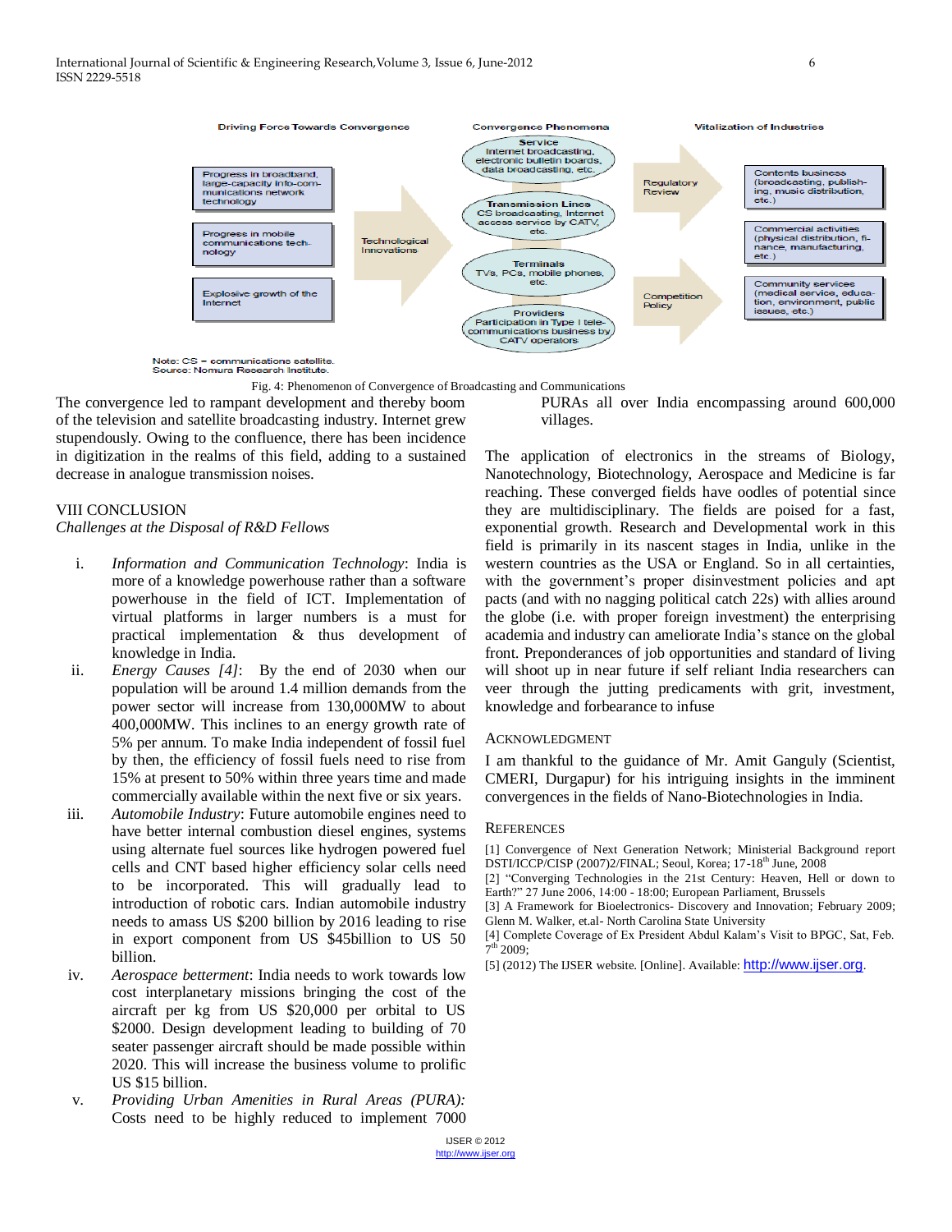Driving Force Towards Convergence

Progress in broadband, large-capacity info-communications network technology

Progress in mobile communications technology

Explosive growth of the Internet

Technological Innovations

Convergence Phenomena

Service
Internet broadcasting, electronic bulletin boards, data broadcasting, etc.

Transmission Lines
CS broadcasting, Internet access service by CATV, etc.

Terminals
TVs, PCs, mobile phones, etc.

Providers
Participation in Type I telecommunications business by CATV operators

Regulatory Review

Competition Policy

Vitalization of Industries

Contents business (broadcasting, publishing, music distribution, etc.)

Commercial activities (physical distribution, finance, manufacturing, etc.)

Community services (medical service, education, environment, public issues, etc.)

Note: CS = communications satellite.
Source: Nomura Research Institute.

Fig. 4: Phenomenon of Convergence of Broadcasting and Communications

The convergence led to rampant development and thereby boom of the television and satellite broadcasting industry. Internet grew stupendously. Owing to the confluence, there has been incidence in digitization in the realms of this field, adding to a sustained decrease in analogue transmission noises.

## VIII Conclusion

*Challenges at the Disposal of R&D Fellows*

i. *Information and Communication Technology*: India is more of a knowledge powerhouse rather than a software powerhouse in the field of ICT. Implementation of virtual platforms in larger numbers is a must for practical implementation & thus development of knowledge in India.
ii. *Energy Causes [4]*: By the end of 2030 when our population will be around 1.4 million demands from the power sector will increase from 130,000MW to about 400,000MW. This inclines to an energy growth rate of 5% per annum. To make India independent of fossil fuel by then, the efficiency of fossil fuels need to rise from 15% at present to 50% within three years time and made commercially available within the next five or six years.
iii. *Automobile Industry*: Future automobile engines need to have better internal combustion diesel engines, systems using alternate fuel sources like hydrogen powered fuel cells and CNT based higher efficiency solar cells need to be incorporated. This will gradually lead to introduction of robotic cars. Indian automobile industry needs to amass US $200 billion by 2016 leading to rise in export component from US $45billion to US 50 billion.
iv. *Aerospace betterment*: India needs to work towards low cost interplanetary missions bringing the cost of the aircraft per kg from US $20,000 per orbital to US $2000. Design development leading to building of 70 seater passenger aircraft should be made possible within 2020. This will increase the business volume to prolific US $15 billion.
v. *Providing Urban Amenities in Rural Areas (PURA):* Costs need to be highly reduced to implement 7000 PURAs all over India encompassing around 600,000 villages.

The application of electronics in the streams of Biology, Nanotechnology, Biotechnology, Aerospace and Medicine is far reaching. These converged fields have oodles of potential since they are multidisciplinary. The fields are poised for a fast, exponential growth. Research and Developmental work in this field is primarily in its nascent stages in India, unlike in the western countries as the USA or England. So in all certainties, with the government's proper disinvestment policies and apt pacts (and with no nagging political catch 22s) with allies around the globe (i.e. with proper foreign investment) the enterprising academia and industry can ameliorate India's stance on the global front. Preponderances of job opportunities and standard of living will shoot up in near future if self reliant India researchers can veer through the jutting predicaments with grit, investment, knowledge and forbearance to infuse

## Acknowledgment

I am thankful to the guidance of Mr. Amit Ganguly (Scientist, CMERI, Durgapur) for his intriguing insights in the imminent convergences in the fields of Nano-Biotechnologies in India.

## References

[1] Convergence of Next Generation Network; Ministerial Background report DSTI/ICCP/CISP (2007)2/FINAL; Seoul, Korea; 17-18th June, 2008

[2] "Converging Technologies in the 21st Century: Heaven, Hell or down to Earth?" 27 June 2006, 14:00 - 18:00; European Parliament, Brussels

[3] A Framework for Bioelectronics- Discovery and Innovation; February 2009; Glenn M. Walker, et.al- North Carolina State University

[4] Complete Coverage of Ex President Abdul Kalam's Visit to BPGC, Sat, Feb. 7th 2009;

[5] (2012) The IJSER website. [Online]. Available: http://www.ijser.org.